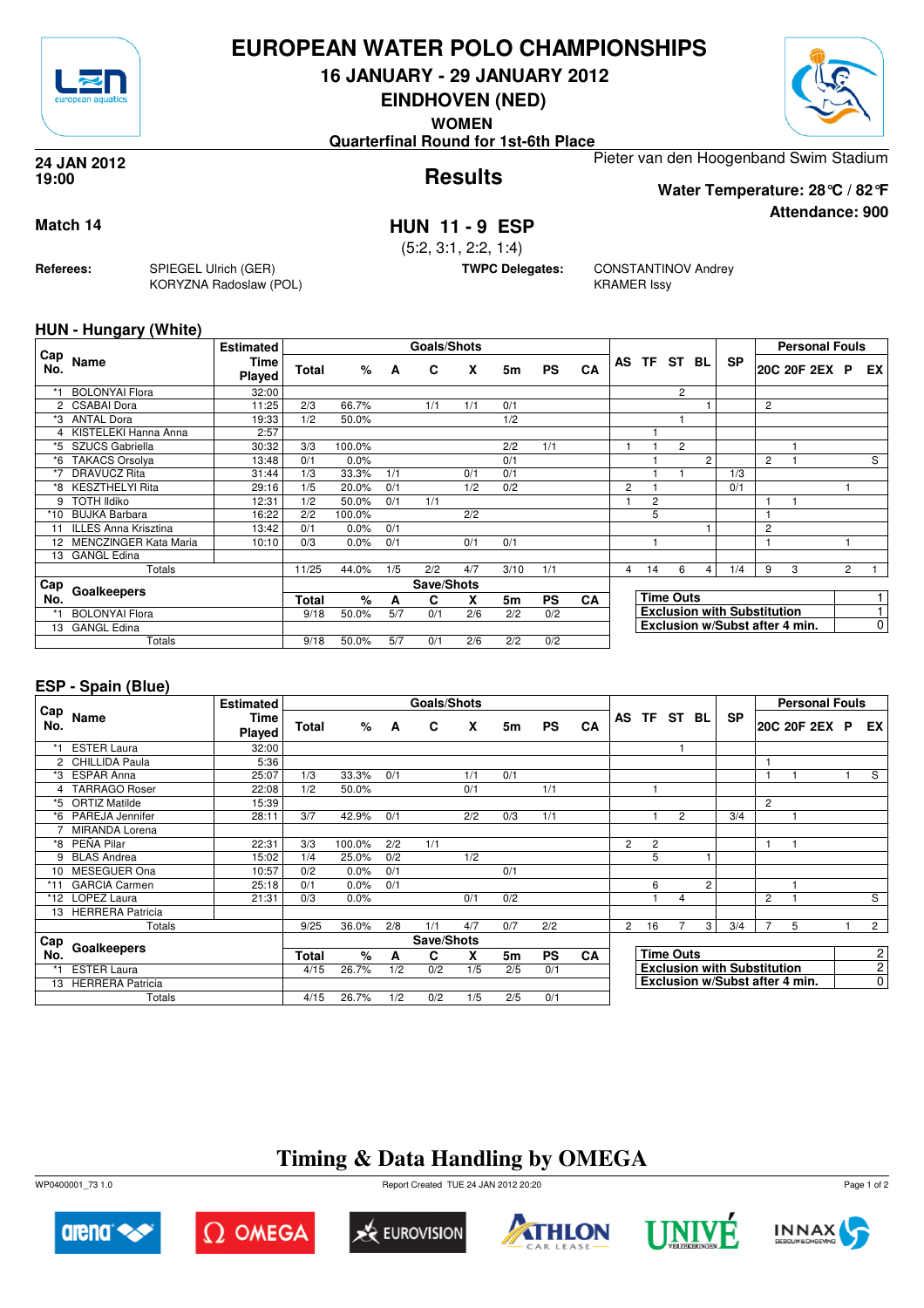# EUROPEAN WATER POLO CHAMPIONSHIPS

**16 JANUARY - 29 JANUARY 2012**

**EINDHOVEN (NED)**

**WOMEN**

**Quarterfinal Round for 1st-6th Place**

**24 JAN 2012**
**19:00**

## Results

Pieter van den Hoogenband Swim Stadium

**Water Temperature: 28°C / 82°F**

**Attendance: 900**

**Match 14**

## HUN 11 - 9 ESP

(5:2, 3:1, 2:2, 1:4)

**Referees:** SPIEGEL Ulrich (GER), KORYZNA Radoslaw (POL)

**TWPC Delegates:** CONSTANTINOV Andrey, KRAMER Issy

### HUN - Hungary (White)

| Cap No. | Name | Estimated Time Played | Total | % | A | C | X | 5m | PS | CA | AS | TF | ST | BL | SP | 20C | 20F | 2EX | P | EX |
|---|---|---|---|---|---|---|---|---|---|---|---|---|---|---|---|---|---|---|---|---|
| *1 | BOLONYAI Flora | 32:00 | | | | | | | | | | | 2 | | | | | | | |
| 2 | CSABAI Dora | 11:25 | 2/3 | 66.7% | | 1/1 | 1/1 | 0/1 | | | | | | 1 | | 2 | | | | |
| *3 | ANTAL Dora | 19:33 | 1/2 | 50.0% | | | | 1/2 | | | | | 1 | | | | | | | |
| 4 | KISTELEKI Hanna Anna | 2:57 | | | | | | | | | | 1 | | | | | | | | |
| *5 | SZUCS Gabriella | 30:32 | 3/3 | 100.0% | | | | 2/2 | 1/1 | | 1 | 1 | 2 | | | | 1 | | | |
| *6 | TAKACS Orsolya | 13:48 | 0/1 | 0.0% | | | | 0/1 | | | | 1 | | 2 | | 2 | 1 | | | S |
| *7 | DRAVUCZ Rita | 31:44 | 1/3 | 33.3% | 1/1 | | 0/1 | 0/1 | | | | 1 | 1 | | 1/3 | | | | | |
| *8 | KESZTHELYI Rita | 29:16 | 1/5 | 20.0% | 0/1 | | 1/2 | 0/2 | | | 2 | 1 | | | 0/1 | | | | 1 | |
| 9 | TOTH Ildiko | 12:31 | 1/2 | 50.0% | 0/1 | 1/1 | | | | | 1 | 2 | | | | 1 | 1 | | | |
| *10 | BUJKA Barbara | 16:22 | 2/2 | 100.0% | | | 2/2 | | | | | 5 | | | | 1 | | | | |
| 11 | ILLES Anna Krisztina | 13:42 | 0/1 | 0.0% | 0/1 | | | | | | | | | 1 | | 2 | | | | |
| 12 | MENCZINGER Kata Maria | 10:10 | 0/3 | 0.0% | 0/1 | | 0/1 | 0/1 | | | | 1 | | | | 1 | | | 1 | |
| 13 | GANGL Edina | | | | | | | | | | | | | | | | | | | |
| | Totals | | 11/25 | 44.0% | 1/5 | 2/2 | 4/7 | 3/10 | 1/1 | | 4 | 14 | 6 | 4 | 1/4 | 9 | 3 | | 2 | 1 |

| Cap No. | Goalkeepers | Total | % | A | C | X | 5m | PS | CA |
|---|---|---|---|---|---|---|---|---|---|
| *1 | BOLONYAI Flora | 9/18 | 50.0% | 5/7 | 0/1 | 2/6 | 2/2 | 0/2 | |
| 13 | GANGL Edina | | | | | | | | |
| | Totals | 9/18 | 50.0% | 5/7 | 0/1 | 2/6 | 2/2 | 0/2 | |

| | |
|---|---|
| Time Outs | 1 |
| Exclusion with Substitution | 1 |
| Exclusion w/Subst after 4 min. | 0 |

### ESP - Spain (Blue)

| Cap No. | Name | Estimated Time Played | Total | % | A | C | X | 5m | PS | CA | AS | TF | ST | BL | SP | 20C | 20F | 2EX | P | EX |
|---|---|---|---|---|---|---|---|---|---|---|---|---|---|---|---|---|---|---|---|---|
| *1 | ESTER Laura | 32:00 | | | | | | | | | | | 1 | | | | | | | |
| 2 | CHILLIDA Paula | 5:36 | | | | | | | | | | | | | | 1 | | | | |
| *3 | ESPAR Anna | 25:07 | 1/3 | 33.3% | 0/1 | | 1/1 | 0/1 | | | | | | | | 1 | 1 | | 1 | S |
| 4 | TARRAGO Roser | 22:08 | 1/2 | 50.0% | | | 0/1 | | 1/1 | | | 1 | | | | | | | | |
| *5 | ORTIZ Matilde | 15:39 | | | | | | | | | | | | | | 2 | | | | |
| *6 | PAREJA Jennifer | 28:11 | 3/7 | 42.9% | 0/1 | | 2/2 | 0/3 | 1/1 | | | 1 | 2 | | 3/4 | | 1 | | | |
| 7 | MIRANDA Lorena | | | | | | | | | | | | | | | | | | | |
| *8 | PEÑA Pilar | 22:31 | 3/3 | 100.0% | 2/2 | 1/1 | | | | | 2 | 2 | | | | 1 | 1 | | | |
| 9 | BLAS Andrea | 15:02 | 1/4 | 25.0% | 0/2 | | 1/2 | | | | | 5 | | 1 | | | | | | |
| 10 | MESEGUER Ona | 10:57 | 0/2 | 0.0% | 0/1 | | | 0/1 | | | | | | | | | | | | |
| *11 | GARCIA Carmen | 25:18 | 0/1 | 0.0% | 0/1 | | | | | | | 6 | | 2 | | | 1 | | | |
| *12 | LOPEZ Laura | 21:31 | 0/3 | 0.0% | | | 0/1 | 0/2 | | | | 1 | 4 | | | 2 | 1 | | | S |
| 13 | HERRERA Patricia | | | | | | | | | | | | | | | | | | | |
| | Totals | | 9/25 | 36.0% | 2/8 | 1/1 | 4/7 | 0/7 | 2/2 | | 2 | 16 | 7 | 3 | 3/4 | 7 | 5 | | 1 | 2 |

| Cap No. | Goalkeepers | Total | % | A | C | X | 5m | PS | CA |
|---|---|---|---|---|---|---|---|---|---|
| *1 | ESTER Laura | 4/15 | 26.7% | 1/2 | 0/2 | 1/5 | 2/5 | 0/1 | |
| 13 | HERRERA Patricia | | | | | | | | |
| | Totals | 4/15 | 26.7% | 1/2 | 0/2 | 1/5 | 2/5 | 0/1 | |

| | |
|---|---|
| Time Outs | 2 |
| Exclusion with Substitution | 2 |
| Exclusion w/Subst after 4 min. | 0 |

## Timing & Data Handling by OMEGA

WP0400001_73 1.0 Report Created TUE 24 JAN 2012 20:20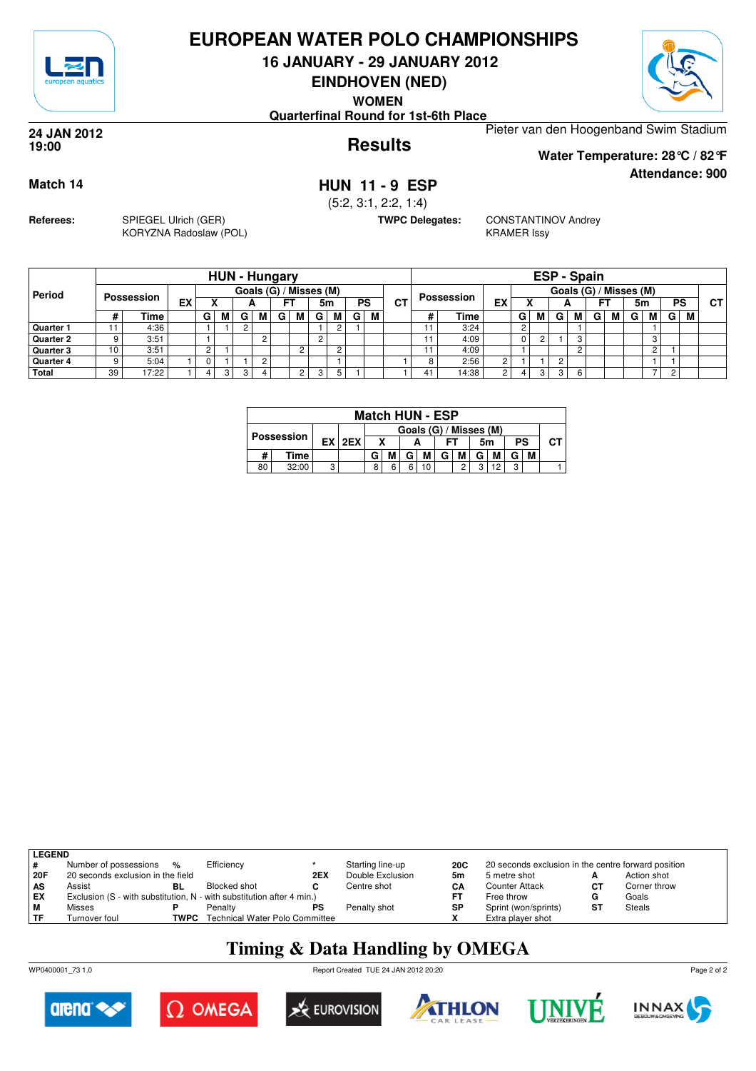# EUROPEAN WATER POLO CHAMPIONSHIPS

## 16 JANUARY - 29 JANUARY 2012

## EINDHOVEN (NED)

### WOMEN

### Quarterfinal Round for 1st-6th Place

**24 JAN 2012**
**19:00**

Pieter van den Hoogenband Swim Stadium

## Results

**Water Temperature: 28°C / 82°F**

**Attendance: 900**

**Match 14**

## HUN 11 - 9 ESP

(5:2, 3:1, 2:2, 1:4)

**Referees:** SPIEGEL Ulrich (GER), KORYZNA Radoslaw (POL)

**TWPC Delegates:** CONSTANTINOV Andrey, KRAMER Issy

| Period | HUN - Hungary | | | | | | | | | | | | | | ESP - Spain | | | | | | | | | | | | | |
|---|---|---|---|---|---|---|---|---|---|---|---|---|---|---|---|---|---|---|---|---|---|---|---|---|---|---|---|---|
| | Possession | | EX | Goals (G) / Misses (M) | | | | | | | | | | CT | Possession | | EX | Goals (G) / Misses (M) | | | | | | | | | | CT |
| | | | | X | | A | | FT | | 5m | | PS | | | | | | X | | A | | FT | | 5m | | PS | | |
| | # | Time | | G | M | G | M | G | M | G | M | G | M | | # | Time | | G | M | G | M | G | M | G | M | G | M | |
| Quarter 1 | 11 | 4:36 | | 1 | 1 | 2 | | | | 1 | 2 | 1 | | | 11 | 3:24 | | 2 | | | 1 | | | | 1 | | | |
| Quarter 2 | 9 | 3:51 | | 1 | | | 2 | | | 2 | | | | | 11 | 4:09 | | 0 | 2 | 1 | 3 | | | | 3 | | | |
| Quarter 3 | 10 | 3:51 | | 2 | 1 | | | | 2 | | 2 | | | | 11 | 4:09 | | 1 | | | 2 | | | | 2 | 1 | | |
| Quarter 4 | 9 | 5:04 | 1 | 0 | 1 | 1 | 2 | | | | 1 | | | 1 | 8 | 2:56 | 2 | 1 | 1 | 2 | | | | | 1 | 1 | | |
| Total | 39 | 17:22 | 1 | 4 | 3 | 3 | 4 | | 2 | 3 | 5 | 1 | | 1 | 41 | 14:38 | 2 | 4 | 3 | 3 | 6 | | | | 7 | 2 | | |

| Match HUN - ESP | | | | | | | | | | | | | | |
|---|---|---|---|---|---|---|---|---|---|---|---|---|---|---|
| Possession | | EX | 2EX | Goals (G) / Misses (M) | | | | | | | | | | CT |
| | | | | X | | A | | FT | | 5m | | PS | | |
| # | Time | | | G | M | G | M | G | M | G | M | G | M | |
| 80 | 32:00 | 3 | | 8 | 6 | 6 | 10 | | 2 | 3 | 12 | 3 | | 1 |

**LEGEND**

| | | | | | | | |
|---|---|---|---|---|---|---|---|
| # | Number of possessions | % | Efficiency | * | Starting line-up | 20C | 20 seconds exclusion in the centre forward position |
| 20F | 20 seconds exclusion in the field | | | 2EX | Double Exclusion | 5m | 5 metre shot | A | Action shot |
| AS | Assist | BL | Blocked shot | C | Centre shot | CA | Counter Attack | CT | Corner throw |
| EX | Exclusion (S - with substitution, N - with substitution after 4 min.) | | | | | FT | Free throw | G | Goals |
| M | Misses | P | Penalty | PS | Penalty shot | SP | Sprint (won/sprints) | ST | Steals |
| TF | Turnover foul | TWPC | Technical Water Polo Committee | | | X | Extra player shot | | |

## Timing & Data Handling by OMEGA

WP0400001_73 1.0 — Report Created TUE 24 JAN 2012 20:20